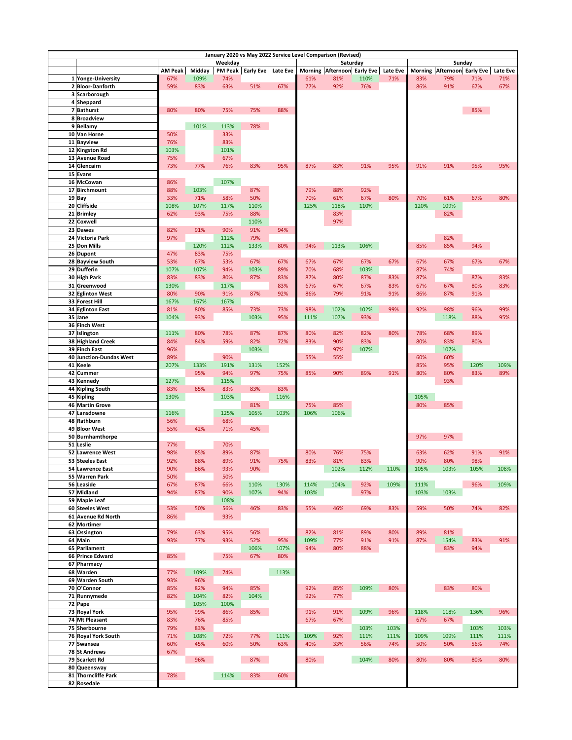**January 2020 vs May 2022 Service Level Comparison (Revised)**

| | | Weekday | | | | | Saturday | | | | Sunday | | | |
|---|---|---|---|---|---|---|---|---|---|---|---|---|---|---|
| | | AM Peak | Midday | PM Peak | Early Eve | Late Eve | Morning | Afternoon | Early Eve | Late Eve | Morning | Afternoon | Early Eve | Late Eve |
| 1 | Yonge-University | 67% | 109% | 74% | | | 61% | 81% | 110% | 71% | 83% | 79% | 71% | 71% |
| 2 | Bloor-Danforth | 59% | 83% | 63% | 51% | 67% | 77% | 92% | 76% | | 86% | 91% | 67% | 67% |
| 3 | Scarborough | | | | | | | | | | | | | |
| 4 | Sheppard | | | | | | | | | | | | | |
| 7 | Bathurst | 80% | 80% | 75% | 75% | 88% | | | | | | | 85% | |
| 8 | Broadview | | | | | | | | | | | | | |
| 9 | Bellamy | | 101% | 113% | 78% | | | | | | | | | |
| 10 | Van Horne | 50% | | 33% | | | | | | | | | | |
| 11 | Bayview | 76% | | 83% | | | | | | | | | | |
| 12 | Kingston Rd | 103% | | 101% | | | | | | | | | | |
| 13 | Avenue Road | 75% | | 67% | | | | | | | | | | |
| 14 | Glencairn | 73% | 77% | 76% | 83% | 95% | 87% | 83% | 91% | 95% | 91% | 91% | 95% | 95% |
| 15 | Evans | | | | | | | | | | | | | |
| 16 | McCowan | 86% | | 107% | | | | | | | | | | |
| 17 | Birchmount | 88% | 103% | | 87% | | 79% | 88% | 92% | | | | | |
| 19 | Bay | 33% | 71% | 58% | 50% | | 70% | 61% | 67% | 80% | 70% | 61% | 67% | 80% |
| 20 | Cliffside | 108% | 107% | 117% | 110% | | 125% | 118% | 110% | | 120% | 109% | | |
| 21 | Brimley | 62% | 93% | 75% | 88% | | | 83% | | | | 82% | | |
| 22 | Coxwell | | | | 110% | | | 97% | | | | | | |
| 23 | Dawes | 82% | 91% | 90% | 91% | 94% | | | | | | | | |
| 24 | Victoria Park | 97% | | 112% | 79% | | | | | | | 82% | | |
| 25 | Don Mills | | 120% | 112% | 133% | 80% | 94% | 113% | 106% | | 85% | 85% | 94% | |
| 26 | Dupont | 47% | 83% | 75% | | | | | | | | | | |
| 28 | Bayview South | 53% | 67% | 53% | 67% | 67% | 67% | 67% | 67% | 67% | 67% | 67% | 67% | 67% |
| 29 | Dufferin | 107% | 107% | 94% | 103% | 89% | 70% | 68% | 103% | | 87% | 74% | | |
| 30 | High Park | 83% | 83% | 80% | 87% | 83% | 87% | 80% | 87% | 83% | 87% | | 87% | 83% |
| 31 | Greenwood | 130% | | 117% | | 83% | 67% | 67% | 67% | 83% | 67% | 67% | 80% | 83% |
| 32 | Eglinton West | 80% | 90% | 91% | 87% | 92% | 86% | 79% | 91% | 91% | 86% | 87% | 91% | |
| 33 | Forest Hill | 167% | 167% | 167% | | | | | | | | | | |
| 34 | Eglinton East | 81% | 80% | 85% | 73% | 73% | 98% | 102% | 102% | 99% | 92% | 98% | 96% | 99% |
| 35 | Jane | 104% | 93% | | 103% | 95% | 111% | 107% | 93% | | | 118% | 88% | 95% |
| 36 | Finch West | | | | | | | | | | | | | |
| 37 | Islington | 111% | 80% | 78% | 87% | 87% | 80% | 82% | 82% | 80% | 78% | 68% | 89% | |
| 38 | Highland Creek | 84% | 84% | 59% | 82% | 72% | 83% | 90% | 83% | | 80% | 83% | 80% | |
| 39 | Finch East | 96% | | | 103% | | | 97% | 107% | | | 107% | | |
| 40 | Junction-Dundas West | 89% | | 90% | | | 55% | 55% | | | 60% | 60% | | |
| 41 | Keele | 207% | 133% | 191% | 131% | 152% | | | | | 85% | 95% | 120% | 109% |
| 42 | Cummer | | 95% | 94% | 97% | 75% | 85% | 90% | 89% | 91% | 80% | 80% | 83% | 89% |
| 43 | Kennedy | 127% | | 115% | | | | | | | | 93% | | |
| 44 | Kipling South | 83% | 65% | 83% | 83% | 83% | | | | | | | | |
| 45 | Kipling | 130% | | 103% | | 116% | | | | | 105% | | | |
| 46 | Martin Grove | | | | 81% | | 75% | 85% | | | 80% | 85% | | |
| 47 | Lansdowne | 116% | | 125% | 105% | 103% | 106% | 106% | | | | | | |
| 48 | Rathburn | 56% | | 68% | | | | | | | | | | |
| 49 | Bloor West | 55% | 42% | 71% | 45% | | | | | | | | | |
| 50 | Burnhamthorpe | | | | | | | | | | 97% | 97% | | |
| 51 | Leslie | 77% | | 70% | | | | | | | | | | |
| 52 | Lawrence West | 98% | 85% | 89% | 87% | | 80% | 76% | 75% | | 63% | 62% | 91% | 91% |
| 53 | Steeles East | 92% | 88% | 89% | 91% | 75% | 83% | 81% | 83% | | 90% | 98% | | |
| 54 | Lawrence East | 90% | 86% | 93% | 90% | | | 102% | 112% | 110% | 105% | 103% | 105% | 108% |
| 55 | Warren Park | 50% | | 50% | | | | | | | | | | |
| 56 | Leaside | 67% | 87% | 66% | 110% | 130% | 114% | 104% | 92% | 109% | 111% | | 96% | 109% |
| 57 | Midland | 94% | 87% | 90% | 107% | 94% | 103% | | 97% | | 103% | 103% | | |
| 59 | Maple Leaf | | | 108% | | | | | | | | | | |
| 60 | Steeles West | 53% | 50% | 56% | 46% | 83% | 55% | 46% | 69% | 83% | 59% | 50% | 74% | 82% |
| 61 | Avenue Rd North | 86% | | 93% | | | | | | | | | | |
| 62 | Mortimer | | | | | | | | | | | | | |
| 63 | Ossington | 79% | 63% | 95% | 56% | | 82% | 81% | 89% | 80% | 89% | 81% | | |
| 64 | Main | 93% | 77% | 93% | 52% | 95% | 109% | 77% | 91% | 91% | 87% | 154% | 83% | 91% |
| 65 | Parliament | | | | 106% | 107% | 94% | 80% | 88% | | | 83% | 94% | |
| 66 | Prince Edward | 85% | | 75% | 67% | 80% | | | | | | | | |
| 67 | Pharmacy | | | | | | | | | | | | | |
| 68 | Warden | 77% | 109% | 74% | | 113% | | | | | | | | |
| 69 | Warden South | 93% | 96% | | | | | | | | | | | |
| 70 | O'Connor | 85% | 82% | 94% | 85% | | 92% | 85% | 109% | 80% | | 83% | 80% | |
| 71 | Runnymede | 82% | 104% | 82% | 104% | | 92% | 77% | | | | | | |
| 72 | Pape | | 105% | 100% | | | | | | | | | | |
| 73 | Royal York | 95% | 99% | 86% | 85% | | 91% | 91% | 109% | 96% | 118% | 118% | 136% | 96% |
| 74 | Mt Pleasant | 83% | 76% | 85% | | | 67% | 67% | | | 67% | 67% | | |
| 75 | Sherbourne | 79% | 83% | | | | | | 103% | 103% | | | 103% | 103% |
| 76 | Royal York South | 71% | 108% | 72% | 77% | 111% | 109% | 92% | 111% | 111% | 109% | 109% | 111% | 111% |
| 77 | Swansea | 60% | 45% | 60% | 50% | 63% | 40% | 33% | 56% | 74% | 50% | 50% | 56% | 74% |
| 78 | St Andrews | 67% | | | | | | | | | | | | |
| 79 | Scarlett Rd | | 96% | | 87% | | 80% | | 104% | 80% | 80% | 80% | 80% | 80% |
| 80 | Queensway | | | | | | | | | | | | | |
| 81 | Thorncliffe Park | 78% | | 114% | 83% | 60% | | | | | | | | |
| 82 | Rosedale | | | | | | | | | | | | | |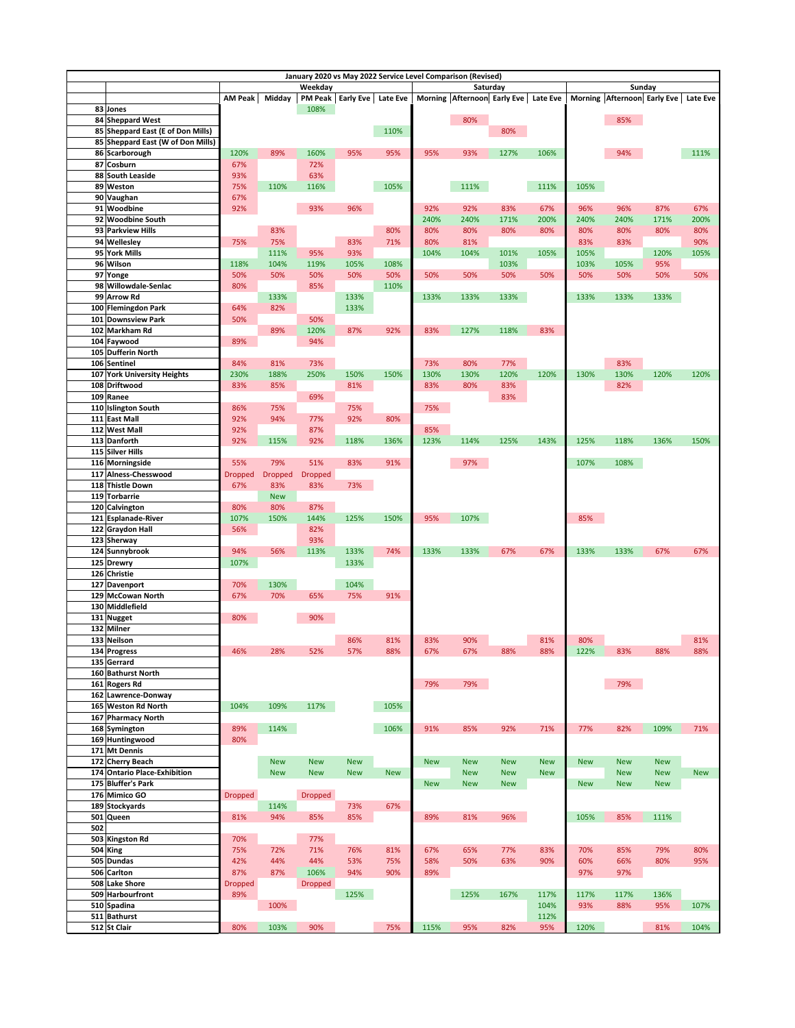| | | Weekday | | | | | Saturday | | | | Sunday | | | |
|---|---|---|---|---|---|---|---|---|---|---|---|---|---|---|
| | | AM Peak | Midday | PM Peak | Early Eve | Late Eve | Morning | Afternoon | Early Eve | Late Eve | Morning | Afternoon | Early Eve | Late Eve |
| 83 | Jones | | | 108% | | | | | | | | | | |
| 84 | Sheppard West | | | | | | | 80% | | | | 85% | | |
| 85 | Sheppard East (E of Don Mills) | | | | | 110% | | | 80% | | | | | |
| 85 | Sheppard East (W of Don Mills) | | | | | | | | | | | | | |
| 86 | Scarborough | 120% | 89% | 160% | 95% | 95% | 95% | 93% | 127% | 106% | | 94% | | 111% |
| 87 | Cosburn | 67% | | 72% | | | | | | | | | | |
| 88 | South Leaside | 93% | | 63% | | | | | | | | | | |
| 89 | Weston | 75% | 110% | 116% | | 105% | | 111% | | 111% | 105% | | | |
| 90 | Vaughan | 67% | | | | | | | | | | | | |
| 91 | Woodbine | 92% | | 93% | 96% | | 92% | 92% | 83% | 67% | 96% | 96% | 87% | 67% |
| 92 | Woodbine South | | | | | | 240% | 240% | 171% | 200% | 240% | 240% | 171% | 200% |
| 93 | Parkview Hills | | 83% | | | 80% | 80% | 80% | 80% | 80% | 80% | 80% | 80% | 80% |
| 94 | Wellesley | 75% | 75% | | 83% | 71% | 80% | 81% | | | 83% | 83% | | 90% |
| 95 | York Mills | | 111% | 95% | 93% | | 104% | 104% | 101% | 105% | 105% | | 120% | 105% |
| 96 | Wilson | 118% | 104% | 119% | 105% | 108% | | | 103% | | 103% | 105% | 95% | |
| 97 | Yonge | 50% | 50% | 50% | 50% | 50% | 50% | 50% | 50% | 50% | 50% | 50% | 50% | 50% |
| 98 | Willowdale-Senlac | 80% | | 85% | | 110% | | | | | | | | |
| 99 | Arrow Rd | | 133% | | 133% | | 133% | 133% | 133% | | 133% | 133% | 133% | |
| 100 | Flemingdon Park | 64% | 82% | | 133% | | | | | | | | | |
| 101 | Downsview Park | 50% | | 50% | | | | | | | | | | |
| 102 | Markham Rd | | 89% | 120% | 87% | 92% | 83% | 127% | 118% | 83% | | | | |
| 104 | Faywood | 89% | | 94% | | | | | | | | | | |
| 105 | Dufferin North | | | | | | | | | | | | | |
| 106 | Sentinel | 84% | 81% | 73% | | | 73% | 80% | 77% | | | 83% | | |
| 107 | York University Heights | 230% | 188% | 250% | 150% | 150% | 130% | 130% | 120% | 120% | 130% | 130% | 120% | 120% |
| 108 | Driftwood | 83% | 85% | | 81% | | 83% | 80% | 83% | | | 82% | | |
| 109 | Ranee | | | 69% | | | | | 83% | | | | | |
| 110 | Islington South | 86% | 75% | | 75% | | 75% | | | | | | | |
| 111 | East Mall | 92% | 94% | 77% | 92% | 80% | | | | | | | | |
| 112 | West Mall | 92% | | 87% | | | 85% | | | | | | | |
| 113 | Danforth | 92% | 115% | 92% | 118% | 136% | 123% | 114% | 125% | 143% | 125% | 118% | 136% | 150% |
| 115 | Silver Hills | | | | | | | | | | | | | |
| 116 | Morningside | 55% | 79% | 51% | 83% | 91% | | 97% | | | 107% | 108% | | |
| 117 | Alness-Chesswood | Dropped | Dropped | Dropped | | | | | | | | | | |
| 118 | Thistle Down | 67% | 83% | 83% | 73% | | | | | | | | | |
| 119 | Torbarrie | | New | | | | | | | | | | | |
| 120 | Calvington | 80% | 80% | 87% | | | | | | | | | | |
| 121 | Esplanade-River | 107% | 150% | 144% | 125% | 150% | 95% | 107% | | | 85% | | | |
| 122 | Graydon Hall | 56% | | 82% | | | | | | | | | | |
| 123 | Sherway | | | 93% | | | | | | | | | | |
| 124 | Sunnybrook | 94% | 56% | 113% | 133% | 74% | 133% | 133% | 67% | 67% | 133% | 133% | 67% | 67% |
| 125 | Drewry | 107% | | | 133% | | | | | | | | | |
| 126 | Christie | | | | | | | | | | | | | |
| 127 | Davenport | 70% | 130% | | 104% | | | | | | | | | |
| 129 | McCowan North | 67% | 70% | 65% | 75% | 91% | | | | | | | | |
| 130 | Middlefield | | | | | | | | | | | | | |
| 131 | Nugget | 80% | | 90% | | | | | | | | | | |
| 132 | Milner | | | | | | | | | | | | | |
| 133 | Neilson | | | | 86% | 81% | 83% | 90% | | 81% | 80% | | | 81% |
| 134 | Progress | 46% | 28% | 52% | 57% | 88% | 67% | 67% | 88% | 88% | 122% | 83% | 88% | 88% |
| 135 | Gerrard | | | | | | | | | | | | | |
| 160 | Bathurst North | | | | | | | | | | | | | |
| 161 | Rogers Rd | | | | | | 79% | 79% | | | | 79% | | |
| 162 | Lawrence-Donway | | | | | | | | | | | | | |
| 165 | Weston Rd North | 104% | 109% | 117% | | 105% | | | | | | | | |
| 167 | Pharmacy North | | | | | | | | | | | | | |
| 168 | Symington | 89% | 114% | | | 106% | 91% | 85% | 92% | 71% | 77% | 82% | 109% | 71% |
| 169 | Huntingwood | 80% | | | | | | | | | | | | |
| 171 | Mt Dennis | | | | | | | | | | | | | |
| 172 | Cherry Beach | | New | New | New | | New | New | New | New | New | New | New | |
| 174 | Ontario Place-Exhibition | | New | New | New | New | | New | New | New | | New | New | New |
| 175 | Bluffer's Park | | | | | | New | New | New | | New | New | New | |
| 176 | Mimico GO | Dropped | | Dropped | | | | | | | | | | |
| 189 | Stockyards | | 114% | | 73% | 67% | | | | | | | | |
| 501 | Queen | 81% | 94% | 85% | 85% | | 89% | 81% | 96% | | 105% | 85% | 111% | |
| 502 | | | | | | | | | | | | | | |
| 503 | Kingston Rd | 70% | | 77% | | | | | | | | | | |
| 504 | King | 75% | 72% | 71% | 76% | 81% | 67% | 65% | 77% | 83% | 70% | 85% | 79% | 80% |
| 505 | Dundas | 42% | 44% | 44% | 53% | 75% | 58% | 50% | 63% | 90% | 60% | 66% | 80% | 95% |
| 506 | Carlton | 87% | 87% | 106% | 94% | 90% | 89% | | | | 97% | 97% | | |
| 508 | Lake Shore | Dropped | | Dropped | | | | | | | | | | |
| 509 | Harbourfront | 89% | | | 125% | | | 125% | 167% | 117% | 117% | 117% | 136% | |
| 510 | Spadina | | 100% | | | | | | | 104% | 93% | 88% | 95% | 107% |
| 511 | Bathurst | | | | | | | | | 112% | | | | |
| 512 | St Clair | 80% | 103% | 90% | | 75% | 115% | 95% | 82% | 95% | 120% | | 81% | 104% |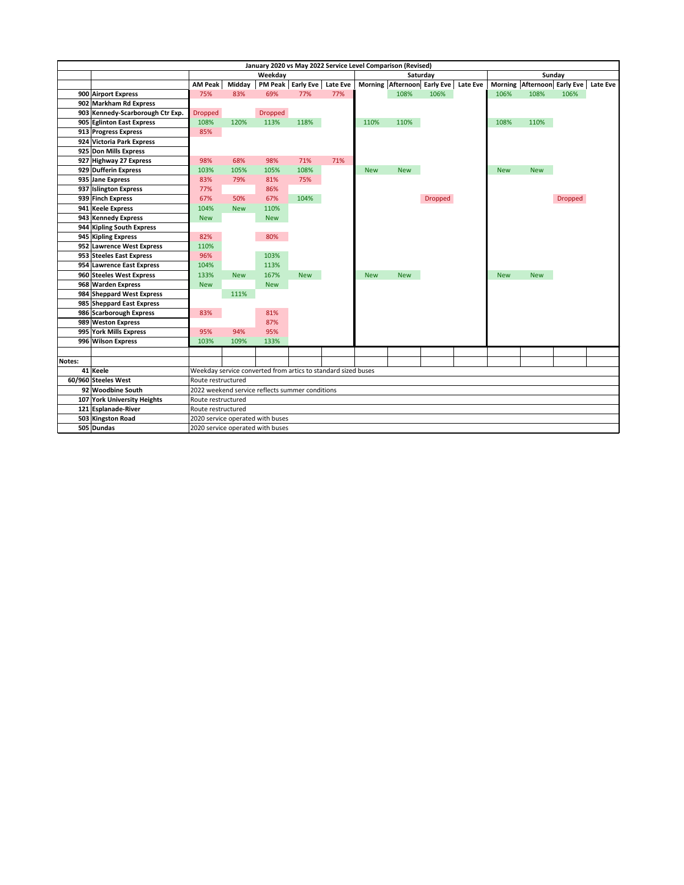| | | January 2020 vs May 2022 Service Level Comparison (Revised) | | | | | | | | | | | | |
|---|---|---|---|---|---|---|---|---|---|---|---|---|---|---|
| | | Weekday | | | | | Saturday | | | | Sunday | | | |
| | | AM Peak | Midday | PM Peak | Early Eve | Late Eve | Morning | Afternoon | Early Eve | Late Eve | Morning | Afternoon | Early Eve | Late Eve |
| 900 | Airport Express | 75% | 83% | 69% | 77% | 77% | | 108% | 106% | | 106% | 108% | 106% | |
| 902 | Markham Rd Express | | | | | | | | | | | | | |
| 903 | Kennedy-Scarborough Ctr Exp. | Dropped | | Dropped | | | | | | | | | | |
| 905 | Eglinton East Express | 108% | 120% | 113% | 118% | | 110% | 110% | | | 108% | 110% | | |
| 913 | Progress Express | 85% | | | | | | | | | | | | |
| 924 | Victoria Park Express | | | | | | | | | | | | | |
| 925 | Don Mills Express | | | | | | | | | | | | | |
| 927 | Highway 27 Express | 98% | 68% | 98% | 71% | 71% | | | | | | | | |
| 929 | Dufferin Express | 103% | 105% | 105% | 108% | | New | New | | | New | New | | |
| 935 | Jane Express | 83% | 79% | 81% | 75% | | | | | | | | | |
| 937 | Islington Express | 77% | | 86% | | | | | | | | | | |
| 939 | Finch Express | 67% | 50% | 67% | 104% | | | | Dropped | | | | Dropped | |
| 941 | Keele Express | 104% | New | 110% | | | | | | | | | | |
| 943 | Kennedy Express | New | | New | | | | | | | | | | |
| 944 | Kipling South Express | | | | | | | | | | | | | |
| 945 | Kipling Express | 82% | | 80% | | | | | | | | | | |
| 952 | Lawrence West Express | 110% | | | | | | | | | | | | |
| 953 | Steeles East Express | 96% | | 103% | | | | | | | | | | |
| 954 | Lawrence East Express | 104% | | 113% | | | | | | | | | | |
| 960 | Steeles West Express | 133% | New | 167% | New | | New | New | | | New | New | | |
| 968 | Warden Express | New | | New | | | | | | | | | | |
| 984 | Sheppard West Express | | 111% | | | | | | | | | | | |
| 985 | Sheppard East Express | | | | | | | | | | | | | |
| 986 | Scarborough Express | 83% | | 81% | | | | | | | | | | |
| 989 | Weston Express | | | 87% | | | | | | | | | | |
| 995 | York Mills Express | 95% | 94% | 95% | | | | | | | | | | |
| 996 | Wilson Express | 103% | 109% | 133% | | | | | | | | | | |

**Notes:**

| | | |
|---|---|---|
| 41 | Keele | Weekday service converted from artics to standard sized buses |
| 60/960 | Steeles West | Route restructured |
| 92 | Woodbine South | 2022 weekend service reflects summer conditions |
| 107 | York University Heights | Route restructured |
| 121 | Esplanade-River | Route restructured |
| 503 | Kingston Road | 2020 service operated with buses |
| 505 | Dundas | 2020 service operated with buses |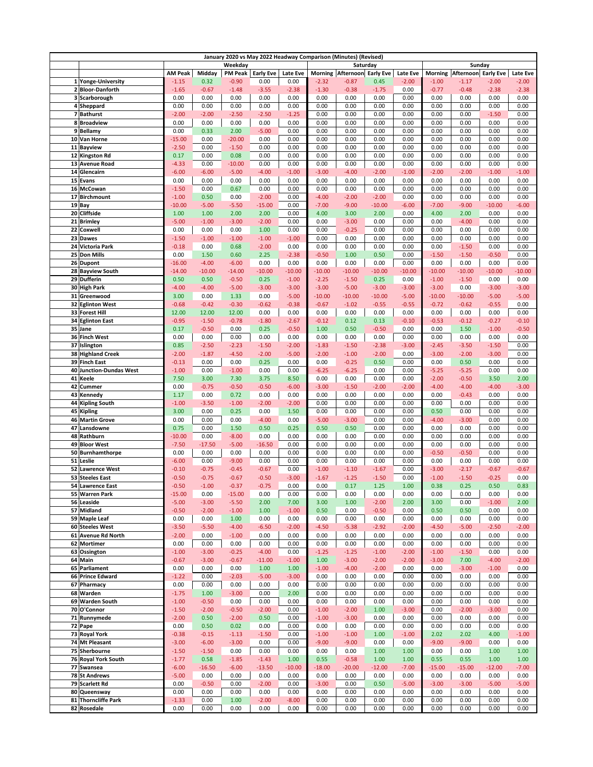| | | Weekday | | | | | Saturday | | | | Sunday | | | |
|---|---|---|---|---|---|---|---|---|---|---|---|---|---|---|
| | | AM Peak | Midday | PM Peak | Early Eve | Late Eve | Morning | Afternoon | Early Eve | Late Eve | Morning | Afternoon | Early Eve | Late Eve |
| 1 | Yonge-University | -1.15 | 0.32 | -0.90 | 0.00 | 0.00 | -2.32 | -0.87 | 0.45 | -2.00 | -1.00 | -1.17 | -2.00 | -2.00 |
| 2 | Bloor-Danforth | -1.65 | -0.67 | -1.48 | -3.55 | -2.38 | -1.30 | -0.38 | -1.75 | 0.00 | -0.77 | -0.48 | -2.38 | -2.38 |
| 3 | Scarborough | 0.00 | 0.00 | 0.00 | 0.00 | 0.00 | 0.00 | 0.00 | 0.00 | 0.00 | 0.00 | 0.00 | 0.00 | 0.00 |
| 4 | Sheppard | 0.00 | 0.00 | 0.00 | 0.00 | 0.00 | 0.00 | 0.00 | 0.00 | 0.00 | 0.00 | 0.00 | 0.00 | 0.00 |
| 7 | Bathurst | -2.00 | -2.00 | -2.50 | -2.50 | -1.25 | 0.00 | 0.00 | 0.00 | 0.00 | 0.00 | 0.00 | -1.50 | 0.00 |
| 8 | Broadview | 0.00 | 0.00 | 0.00 | 0.00 | 0.00 | 0.00 | 0.00 | 0.00 | 0.00 | 0.00 | 0.00 | 0.00 | 0.00 |
| 9 | Bellamy | 0.00 | 0.33 | 2.00 | -5.00 | 0.00 | 0.00 | 0.00 | 0.00 | 0.00 | 0.00 | 0.00 | 0.00 | 0.00 |
| 10 | Van Horne | -15.00 | 0.00 | -20.00 | 0.00 | 0.00 | 0.00 | 0.00 | 0.00 | 0.00 | 0.00 | 0.00 | 0.00 | 0.00 |
| 11 | Bayview | -2.50 | 0.00 | -1.50 | 0.00 | 0.00 | 0.00 | 0.00 | 0.00 | 0.00 | 0.00 | 0.00 | 0.00 | 0.00 |
| 12 | Kingston Rd | 0.17 | 0.00 | 0.08 | 0.00 | 0.00 | 0.00 | 0.00 | 0.00 | 0.00 | 0.00 | 0.00 | 0.00 | 0.00 |
| 13 | Avenue Road | -4.33 | 0.00 | -10.00 | 0.00 | 0.00 | 0.00 | 0.00 | 0.00 | 0.00 | 0.00 | 0.00 | 0.00 | 0.00 |
| 14 | Glencairn | -6.00 | -6.00 | -5.00 | -4.00 | -1.00 | -3.00 | -4.00 | -2.00 | -1.00 | -2.00 | -2.00 | -1.00 | -1.00 |
| 15 | Evans | 0.00 | 0.00 | 0.00 | 0.00 | 0.00 | 0.00 | 0.00 | 0.00 | 0.00 | 0.00 | 0.00 | 0.00 | 0.00 |
| 16 | McCowan | -1.50 | 0.00 | 0.67 | 0.00 | 0.00 | 0.00 | 0.00 | 0.00 | 0.00 | 0.00 | 0.00 | 0.00 | 0.00 |
| 17 | Birchmount | -1.00 | 0.50 | 0.00 | -2.00 | 0.00 | -4.00 | -2.00 | -2.00 | 0.00 | 0.00 | 0.00 | 0.00 | 0.00 |
| 19 | Bay | -10.00 | -5.00 | -5.50 | -15.00 | 0.00 | -7.00 | -9.00 | -10.00 | -6.00 | -7.00 | -9.00 | -10.00 | -6.00 |
| 20 | Cliffside | 1.00 | 1.00 | 2.00 | 2.00 | 0.00 | 4.00 | 3.00 | 2.00 | 0.00 | 4.00 | 2.00 | 0.00 | 0.00 |
| 21 | Brimley | -5.00 | -1.00 | -3.00 | -2.00 | 0.00 | 0.00 | -3.00 | 0.00 | 0.00 | 0.00 | -4.00 | 0.00 | 0.00 |
| 22 | Coxwell | 0.00 | 0.00 | 0.00 | 1.00 | 0.00 | 0.00 | -0.25 | 0.00 | 0.00 | 0.00 | 0.00 | 0.00 | 0.00 |
| 23 | Dawes | -1.50 | -1.00 | -1.00 | -1.00 | -1.00 | 0.00 | 0.00 | 0.00 | 0.00 | 0.00 | 0.00 | 0.00 | 0.00 |
| 24 | Victoria Park | -0.18 | 0.00 | 0.68 | -2.00 | 0.00 | 0.00 | 0.00 | 0.00 | 0.00 | 0.00 | -1.50 | 0.00 | 0.00 |
| 25 | Don Mills | 0.00 | 1.50 | 0.60 | 2.25 | -2.38 | -0.50 | 1.00 | 0.50 | 0.00 | -1.50 | -1.50 | -0.50 | 0.00 |
| 26 | Dupont | -16.00 | -4.00 | -6.00 | 0.00 | 0.00 | 0.00 | 0.00 | 0.00 | 0.00 | 0.00 | 0.00 | 0.00 | 0.00 |
| 28 | Bayview South | -14.00 | -10.00 | -14.00 | -10.00 | -10.00 | -10.00 | -10.00 | -10.00 | -10.00 | -10.00 | -10.00 | -10.00 | -10.00 |
| 29 | Dufferin | 0.50 | 0.50 | -0.50 | 0.25 | -1.00 | -2.25 | -1.50 | 0.25 | 0.00 | -1.00 | -1.50 | 0.00 | 0.00 |
| 30 | High Park | -4.00 | -4.00 | -5.00 | -3.00 | -3.00 | -3.00 | -5.00 | -3.00 | -3.00 | -3.00 | 0.00 | -3.00 | -3.00 |
| 31 | Greenwood | 3.00 | 0.00 | 1.33 | 0.00 | -5.00 | -10.00 | -10.00 | -10.00 | -5.00 | -10.00 | -10.00 | -5.00 | -5.00 |
| 32 | Eglinton West | -0.68 | -0.42 | -0.30 | -0.62 | -0.38 | -0.67 | -1.02 | -0.55 | -0.55 | -0.72 | -0.62 | -0.55 | 0.00 |
| 33 | Forest Hill | 12.00 | 12.00 | 12.00 | 0.00 | 0.00 | 0.00 | 0.00 | 0.00 | 0.00 | 0.00 | 0.00 | 0.00 | 0.00 |
| 34 | Eglinton East | -0.95 | -1.50 | -0.78 | -1.80 | -2.67 | -0.12 | 0.12 | 0.13 | -0.10 | -0.53 | -0.12 | -0.27 | -0.10 |
| 35 | Jane | 0.17 | -0.50 | 0.00 | 0.25 | -0.50 | 1.00 | 0.50 | -0.50 | 0.00 | 0.00 | 1.50 | -1.00 | -0.50 |
| 36 | Finch West | 0.00 | 0.00 | 0.00 | 0.00 | 0.00 | 0.00 | 0.00 | 0.00 | 0.00 | 0.00 | 0.00 | 0.00 | 0.00 |
| 37 | Islington | 0.85 | -2.50 | -2.23 | -1.50 | -2.00 | -1.83 | -1.50 | -2.38 | -3.00 | -2.45 | -3.50 | -1.50 | 0.00 |
| 38 | Highland Creek | -2.00 | -1.87 | -4.50 | -2.00 | -5.00 | -2.00 | -1.00 | -2.00 | 0.00 | -3.00 | -2.00 | -3.00 | 0.00 |
| 39 | Finch East | -0.13 | 0.00 | 0.00 | 0.25 | 0.00 | 0.00 | -0.25 | 0.50 | 0.00 | 0.00 | 0.50 | 0.00 | 0.00 |
| 40 | Junction-Dundas West | -1.00 | 0.00 | -1.00 | 0.00 | 0.00 | -6.25 | -6.25 | 0.00 | 0.00 | -5.25 | -5.25 | 0.00 | 0.00 |
| 41 | Keele | 7.50 | 3.00 | 7.30 | 3.75 | 8.50 | 0.00 | 0.00 | 0.00 | 0.00 | -2.00 | -0.50 | 3.50 | 2.00 |
| 42 | Cummer | 0.00 | -0.75 | -0.50 | -0.50 | -6.00 | -3.00 | -1.50 | -2.00 | -2.00 | -4.00 | -4.00 | -4.00 | -3.00 |
| 43 | Kennedy | 1.17 | 0.00 | 0.72 | 0.00 | 0.00 | 0.00 | 0.00 | 0.00 | 0.00 | 0.00 | -0.43 | 0.00 | 0.00 |
| 44 | Kipling South | -1.00 | -3.50 | -1.00 | -2.00 | -2.00 | 0.00 | 0.00 | 0.00 | 0.00 | 0.00 | 0.00 | 0.00 | 0.00 |
| 45 | Kipling | 3.00 | 0.00 | 0.25 | 0.00 | 1.50 | 0.00 | 0.00 | 0.00 | 0.00 | 0.50 | 0.00 | 0.00 | 0.00 |
| 46 | Martin Grove | 0.00 | 0.00 | 0.00 | -4.00 | 0.00 | -5.00 | -3.00 | 0.00 | 0.00 | -4.00 | -3.00 | 0.00 | 0.00 |
| 47 | Lansdowne | 0.75 | 0.00 | 1.50 | 0.50 | 0.25 | 0.50 | 0.50 | 0.00 | 0.00 | 0.00 | 0.00 | 0.00 | 0.00 |
| 48 | Rathburn | -10.00 | 0.00 | -8.00 | 0.00 | 0.00 | 0.00 | 0.00 | 0.00 | 0.00 | 0.00 | 0.00 | 0.00 | 0.00 |
| 49 | Bloor West | -7.50 | -17.50 | -5.00 | -16.50 | 0.00 | 0.00 | 0.00 | 0.00 | 0.00 | 0.00 | 0.00 | 0.00 | 0.00 |
| 50 | Burnhamthorpe | 0.00 | 0.00 | 0.00 | 0.00 | 0.00 | 0.00 | 0.00 | 0.00 | 0.00 | -0.50 | -0.50 | 0.00 | 0.00 |
| 51 | Leslie | -6.00 | 0.00 | -9.00 | 0.00 | 0.00 | 0.00 | 0.00 | 0.00 | 0.00 | 0.00 | 0.00 | 0.00 | 0.00 |
| 52 | Lawrence West | -0.10 | -0.75 | -0.45 | -0.67 | 0.00 | -1.00 | -1.10 | -1.67 | 0.00 | -3.00 | -2.17 | -0.67 | -0.67 |
| 53 | Steeles East | -0.50 | -0.75 | -0.67 | -0.50 | -3.00 | -1.67 | -1.25 | -1.50 | 0.00 | -1.00 | -1.50 | -0.25 | 0.00 |
| 54 | Lawrence East | -0.50 | -1.00 | -0.37 | -0.75 | 0.00 | 0.00 | 0.17 | 1.25 | 1.00 | 0.38 | 0.25 | 0.50 | 0.83 |
| 55 | Warren Park | -15.00 | 0.00 | -15.00 | 0.00 | 0.00 | 0.00 | 0.00 | 0.00 | 0.00 | 0.00 | 0.00 | 0.00 | 0.00 |
| 56 | Leaside | -5.00 | -3.00 | -5.50 | 2.00 | 7.00 | 3.00 | 1.00 | -2.00 | 2.00 | 3.00 | 0.00 | -1.00 | 2.00 |
| 57 | Midland | -0.50 | -2.00 | -1.00 | 1.00 | -1.00 | 0.50 | 0.00 | -0.50 | 0.00 | 0.50 | 0.50 | 0.00 | 0.00 |
| 59 | Maple Leaf | 0.00 | 0.00 | 1.00 | 0.00 | 0.00 | 0.00 | 0.00 | 0.00 | 0.00 | 0.00 | 0.00 | 0.00 | 0.00 |
| 60 | Steeles West | -3.50 | -5.50 | -4.00 | -6.50 | -2.00 | -4.50 | -5.38 | -2.92 | -2.00 | -4.50 | -5.00 | -2.50 | -2.00 |
| 61 | Avenue Rd North | -2.00 | 0.00 | -1.00 | 0.00 | 0.00 | 0.00 | 0.00 | 0.00 | 0.00 | 0.00 | 0.00 | 0.00 | 0.00 |
| 62 | Mortimer | 0.00 | 0.00 | 0.00 | 0.00 | 0.00 | 0.00 | 0.00 | 0.00 | 0.00 | 0.00 | 0.00 | 0.00 | 0.00 |
| 63 | Ossington | -1.00 | -3.00 | -0.25 | -4.00 | 0.00 | -1.25 | -1.25 | -1.00 | -2.00 | -1.00 | -1.50 | 0.00 | 0.00 |
| 64 | Main | -0.67 | -3.00 | -0.67 | -11.00 | -1.00 | 1.00 | -3.00 | -2.00 | -2.00 | -3.00 | 7.00 | -4.00 | -2.00 |
| 65 | Parliament | 0.00 | 0.00 | 0.00 | 1.00 | 1.00 | -1.00 | -4.00 | -2.00 | 0.00 | 0.00 | -3.00 | -1.00 | 0.00 |
| 66 | Prince Edward | -1.22 | 0.00 | -2.03 | -5.00 | -3.00 | 0.00 | 0.00 | 0.00 | 0.00 | 0.00 | 0.00 | 0.00 | 0.00 |
| 67 | Pharmacy | 0.00 | 0.00 | 0.00 | 0.00 | 0.00 | 0.00 | 0.00 | 0.00 | 0.00 | 0.00 | 0.00 | 0.00 | 0.00 |
| 68 | Warden | -1.75 | 1.00 | -3.00 | 0.00 | 2.00 | 0.00 | 0.00 | 0.00 | 0.00 | 0.00 | 0.00 | 0.00 | 0.00 |
| 69 | Warden South | -1.00 | -0.50 | 0.00 | 0.00 | 0.00 | 0.00 | 0.00 | 0.00 | 0.00 | 0.00 | 0.00 | 0.00 | 0.00 |
| 70 | O'Connor | -1.50 | -2.00 | -0.50 | -2.00 | 0.00 | -1.00 | -2.00 | 1.00 | -3.00 | 0.00 | -2.00 | -3.00 | 0.00 |
| 71 | Runnymede | -2.00 | 0.50 | -2.00 | 0.50 | 0.00 | -1.00 | -3.00 | 0.00 | 0.00 | 0.00 | 0.00 | 0.00 | 0.00 |
| 72 | Pape | 0.00 | 0.50 | 0.02 | 0.00 | 0.00 | 0.00 | 0.00 | 0.00 | 0.00 | 0.00 | 0.00 | 0.00 | 0.00 |
| 73 | Royal York | -0.38 | -0.15 | -1.13 | -1.50 | 0.00 | -1.00 | -1.00 | 1.00 | -1.00 | 2.02 | 2.02 | 4.00 | -1.00 |
| 74 | Mt Pleasant | -3.00 | -6.00 | -3.00 | 0.00 | 0.00 | -9.00 | -9.00 | 0.00 | 0.00 | -9.00 | -9.00 | 0.00 | 0.00 |
| 75 | Sherbourne | -1.50 | -1.50 | 0.00 | 0.00 | 0.00 | 0.00 | 0.00 | 1.00 | 1.00 | 0.00 | 0.00 | 1.00 | 1.00 |
| 76 | Royal York South | -1.77 | 0.58 | -1.85 | -1.43 | 1.00 | 0.55 | -0.58 | 1.00 | 1.00 | 0.55 | 0.55 | 1.00 | 1.00 |
| 77 | Swansea | -6.00 | -16.50 | -6.00 | -13.50 | -10.00 | -18.00 | -20.00 | -12.00 | -7.00 | -15.00 | -15.00 | -12.00 | -7.00 |
| 78 | St Andrews | -5.00 | 0.00 | 0.00 | 0.00 | 0.00 | 0.00 | 0.00 | 0.00 | 0.00 | 0.00 | 0.00 | 0.00 | 0.00 |
| 79 | Scarlett Rd | 0.00 | -0.50 | 0.00 | -2.00 | 0.00 | -3.00 | 0.00 | 0.50 | -5.00 | -3.00 | -3.00 | -5.00 | -5.00 |
| 80 | Queensway | 0.00 | 0.00 | 0.00 | 0.00 | 0.00 | 0.00 | 0.00 | 0.00 | 0.00 | 0.00 | 0.00 | 0.00 | 0.00 |
| 81 | Thorncliffe Park | -1.33 | 0.00 | 1.00 | -2.00 | -8.00 | 0.00 | 0.00 | 0.00 | 0.00 | 0.00 | 0.00 | 0.00 | 0.00 |
| 82 | Rosedale | 0.00 | 0.00 | 0.00 | 0.00 | 0.00 | 0.00 | 0.00 | 0.00 | 0.00 | 0.00 | 0.00 | 0.00 | 0.00 |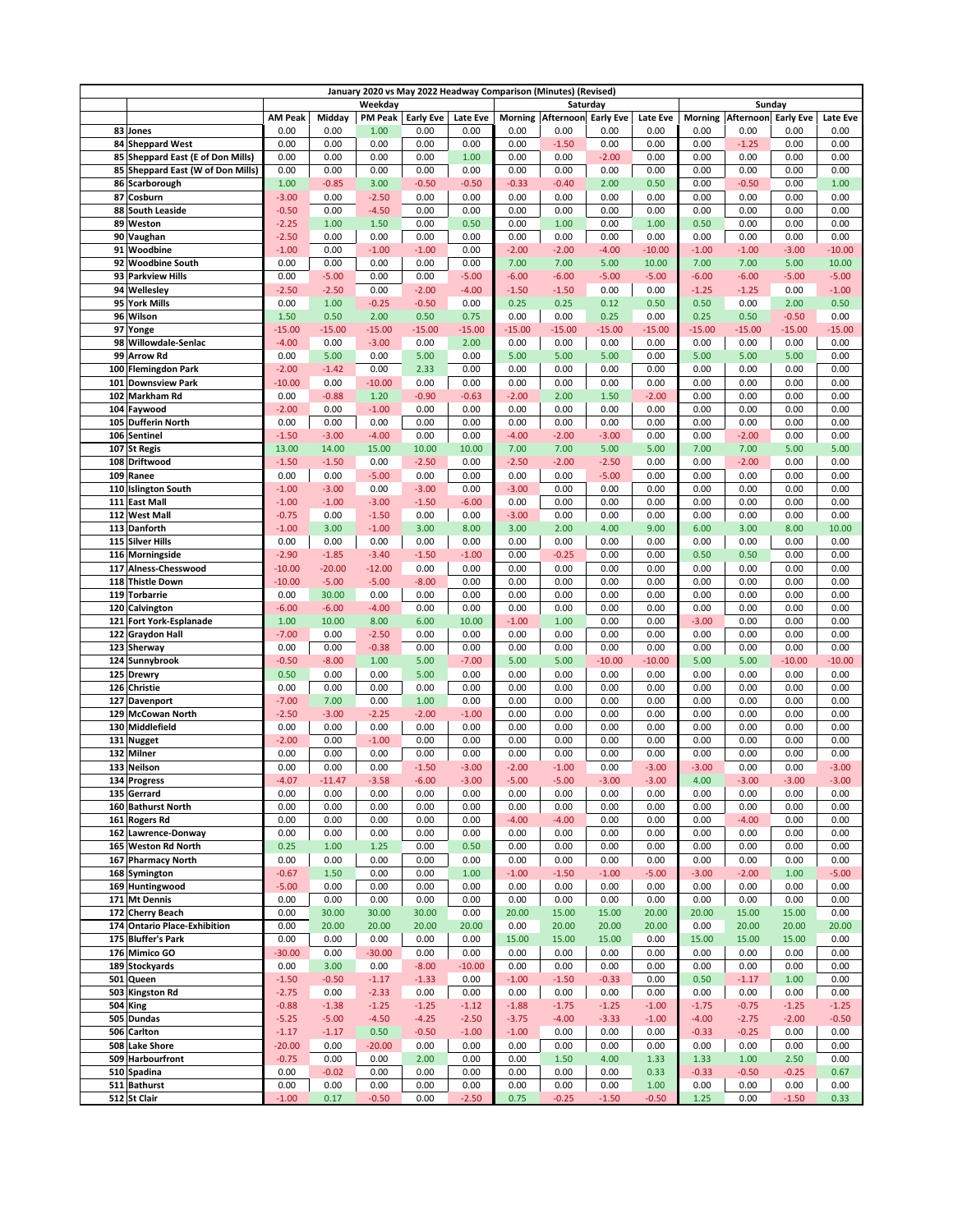| | | January 2020 vs May 2022 Headway Comparison (Minutes) (Revised) | | | | | | | | | | | | | |
|---|---|---|---|---|---|---|---|---|---|---|---|---|---|---|---|
| | | Weekday | | | | | Saturday | | | | Sunday | | | | |
| | | AM Peak | Midday | PM Peak | Early Eve | Late Eve | Morning | Afternoon | Early Eve | Late Eve | Morning | Afternoon | Early Eve | Late Eve |
| 83 | Jones | 0.00 | 0.00 | 1.00 | 0.00 | 0.00 | 0.00 | 0.00 | 0.00 | 0.00 | 0.00 | 0.00 | 0.00 | 0.00 |
| 84 | Sheppard West | 0.00 | 0.00 | 0.00 | 0.00 | 0.00 | 0.00 | -1.50 | 0.00 | 0.00 | 0.00 | -1.25 | 0.00 | 0.00 |
| 85 | Sheppard East (E of Don Mills) | 0.00 | 0.00 | 0.00 | 0.00 | 1.00 | 0.00 | 0.00 | -2.00 | 0.00 | 0.00 | 0.00 | 0.00 | 0.00 |
| 85 | Sheppard East (W of Don Mills) | 0.00 | 0.00 | 0.00 | 0.00 | 0.00 | 0.00 | 0.00 | 0.00 | 0.00 | 0.00 | 0.00 | 0.00 | 0.00 |
| 86 | Scarborough | 1.00 | -0.85 | 3.00 | -0.50 | -0.50 | -0.33 | -0.40 | 2.00 | 0.50 | 0.00 | -0.50 | 0.00 | 1.00 |
| 87 | Cosburn | -3.00 | 0.00 | -2.50 | 0.00 | 0.00 | 0.00 | 0.00 | 0.00 | 0.00 | 0.00 | 0.00 | 0.00 | 0.00 |
| 88 | South Leaside | -0.50 | 0.00 | -4.50 | 0.00 | 0.00 | 0.00 | 0.00 | 0.00 | 0.00 | 0.00 | 0.00 | 0.00 | 0.00 |
| 89 | Weston | -2.25 | 1.00 | 1.50 | 0.00 | 0.50 | 0.00 | 1.00 | 0.00 | 1.00 | 0.50 | 0.00 | 0.00 | 0.00 |
| 90 | Vaughan | -2.50 | 0.00 | 0.00 | 0.00 | 0.00 | 0.00 | 0.00 | 0.00 | 0.00 | 0.00 | 0.00 | 0.00 | 0.00 |
| 91 | Woodbine | -1.00 | 0.00 | -1.00 | -1.00 | 0.00 | -2.00 | -2.00 | -4.00 | -10.00 | -1.00 | -1.00 | -3.00 | -10.00 |
| 92 | Woodbine South | 0.00 | 0.00 | 0.00 | 0.00 | 0.00 | 7.00 | 7.00 | 5.00 | 10.00 | 7.00 | 7.00 | 5.00 | 10.00 |
| 93 | Parkview Hills | 0.00 | -5.00 | 0.00 | 0.00 | -5.00 | -6.00 | -6.00 | -5.00 | -5.00 | -6.00 | -6.00 | -5.00 | -5.00 |
| 94 | Wellesley | -2.50 | -2.50 | 0.00 | -2.00 | -4.00 | -1.50 | -1.50 | 0.00 | 0.00 | -1.25 | -1.25 | 0.00 | -1.00 |
| 95 | York Mills | 0.00 | 1.00 | -0.25 | -0.50 | 0.00 | 0.25 | 0.25 | 0.12 | 0.50 | 0.50 | 0.00 | 2.00 | 0.50 |
| 96 | Wilson | 1.50 | 0.50 | 2.00 | 0.50 | 0.75 | 0.00 | 0.00 | 0.25 | 0.00 | 0.25 | 0.50 | -0.50 | 0.00 |
| 97 | Yonge | -15.00 | -15.00 | -15.00 | -15.00 | -15.00 | -15.00 | -15.00 | -15.00 | -15.00 | -15.00 | -15.00 | -15.00 | -15.00 |
| 98 | Willowdale-Senlac | -4.00 | 0.00 | -3.00 | 0.00 | 2.00 | 0.00 | 0.00 | 0.00 | 0.00 | 0.00 | 0.00 | 0.00 | 0.00 |
| 99 | Arrow Rd | 0.00 | 5.00 | 0.00 | 5.00 | 0.00 | 5.00 | 5.00 | 5.00 | 0.00 | 5.00 | 5.00 | 5.00 | 0.00 |
| 100 | Flemingdon Park | -2.00 | -1.42 | 0.00 | 2.33 | 0.00 | 0.00 | 0.00 | 0.00 | 0.00 | 0.00 | 0.00 | 0.00 | 0.00 |
| 101 | Downsview Park | -10.00 | 0.00 | -10.00 | 0.00 | 0.00 | 0.00 | 0.00 | 0.00 | 0.00 | 0.00 | 0.00 | 0.00 | 0.00 |
| 102 | Markham Rd | 0.00 | -0.88 | 1.20 | -0.90 | -0.63 | -2.00 | 2.00 | 1.50 | -2.00 | 0.00 | 0.00 | 0.00 | 0.00 |
| 104 | Faywood | -2.00 | 0.00 | -1.00 | 0.00 | 0.00 | 0.00 | 0.00 | 0.00 | 0.00 | 0.00 | 0.00 | 0.00 | 0.00 |
| 105 | Dufferin North | 0.00 | 0.00 | 0.00 | 0.00 | 0.00 | 0.00 | 0.00 | 0.00 | 0.00 | 0.00 | 0.00 | 0.00 | 0.00 |
| 106 | Sentinel | -1.50 | -3.00 | -4.00 | 0.00 | 0.00 | -4.00 | -2.00 | -3.00 | 0.00 | 0.00 | -2.00 | 0.00 | 0.00 |
| 107 | St Regis | 13.00 | 14.00 | 15.00 | 10.00 | 10.00 | 7.00 | 7.00 | 5.00 | 5.00 | 7.00 | 7.00 | 5.00 | 5.00 |
| 108 | Driftwood | -1.50 | -1.50 | 0.00 | -2.50 | 0.00 | -2.50 | -2.00 | -2.50 | 0.00 | 0.00 | -2.00 | 0.00 | 0.00 |
| 109 | Ranee | 0.00 | 0.00 | -5.00 | 0.00 | 0.00 | 0.00 | 0.00 | -5.00 | 0.00 | 0.00 | 0.00 | 0.00 | 0.00 |
| 110 | Islington South | -1.00 | -3.00 | 0.00 | -3.00 | 0.00 | -3.00 | 0.00 | 0.00 | 0.00 | 0.00 | 0.00 | 0.00 | 0.00 |
| 111 | East Mall | -1.00 | -1.00 | -3.00 | -1.50 | -6.00 | 0.00 | 0.00 | 0.00 | 0.00 | 0.00 | 0.00 | 0.00 | 0.00 |
| 112 | West Mall | -0.75 | 0.00 | -1.50 | 0.00 | 0.00 | -3.00 | 0.00 | 0.00 | 0.00 | 0.00 | 0.00 | 0.00 | 0.00 |
| 113 | Danforth | -1.00 | 3.00 | -1.00 | 3.00 | 8.00 | 3.00 | 2.00 | 4.00 | 9.00 | 6.00 | 3.00 | 8.00 | 10.00 |
| 115 | Silver Hills | 0.00 | 0.00 | 0.00 | 0.00 | 0.00 | 0.00 | 0.00 | 0.00 | 0.00 | 0.00 | 0.00 | 0.00 | 0.00 |
| 116 | Morningside | -2.90 | -1.85 | -3.40 | -1.50 | -1.00 | 0.00 | -0.25 | 0.00 | 0.00 | 0.50 | 0.50 | 0.00 | 0.00 |
| 117 | Alness-Chesswood | -10.00 | -20.00 | -12.00 | 0.00 | 0.00 | 0.00 | 0.00 | 0.00 | 0.00 | 0.00 | 0.00 | 0.00 | 0.00 |
| 118 | Thistle Down | -10.00 | -5.00 | -5.00 | -8.00 | 0.00 | 0.00 | 0.00 | 0.00 | 0.00 | 0.00 | 0.00 | 0.00 | 0.00 |
| 119 | Torbarrie | 0.00 | 30.00 | 0.00 | 0.00 | 0.00 | 0.00 | 0.00 | 0.00 | 0.00 | 0.00 | 0.00 | 0.00 | 0.00 |
| 120 | Calvington | -6.00 | -6.00 | -4.00 | 0.00 | 0.00 | 0.00 | 0.00 | 0.00 | 0.00 | 0.00 | 0.00 | 0.00 | 0.00 |
| 121 | Fort York-Esplanade | 1.00 | 10.00 | 8.00 | 6.00 | 10.00 | -1.00 | 1.00 | 0.00 | 0.00 | -3.00 | 0.00 | 0.00 | 0.00 |
| 122 | Graydon Hall | -7.00 | 0.00 | -2.50 | 0.00 | 0.00 | 0.00 | 0.00 | 0.00 | 0.00 | 0.00 | 0.00 | 0.00 | 0.00 |
| 123 | Sherway | 0.00 | 0.00 | -0.38 | 0.00 | 0.00 | 0.00 | 0.00 | 0.00 | 0.00 | 0.00 | 0.00 | 0.00 | 0.00 |
| 124 | Sunnybrook | -0.50 | -8.00 | 1.00 | 5.00 | -7.00 | 5.00 | 5.00 | -10.00 | -10.00 | 5.00 | 5.00 | -10.00 | -10.00 |
| 125 | Drewry | 0.50 | 0.00 | 0.00 | 5.00 | 0.00 | 0.00 | 0.00 | 0.00 | 0.00 | 0.00 | 0.00 | 0.00 | 0.00 |
| 126 | Christie | 0.00 | 0.00 | 0.00 | 0.00 | 0.00 | 0.00 | 0.00 | 0.00 | 0.00 | 0.00 | 0.00 | 0.00 | 0.00 |
| 127 | Davenport | -7.00 | 7.00 | 0.00 | 1.00 | 0.00 | 0.00 | 0.00 | 0.00 | 0.00 | 0.00 | 0.00 | 0.00 | 0.00 |
| 129 | McCowan North | -2.50 | -3.00 | -2.25 | -2.00 | -1.00 | 0.00 | 0.00 | 0.00 | 0.00 | 0.00 | 0.00 | 0.00 | 0.00 |
| 130 | Middlefield | 0.00 | 0.00 | 0.00 | 0.00 | 0.00 | 0.00 | 0.00 | 0.00 | 0.00 | 0.00 | 0.00 | 0.00 | 0.00 |
| 131 | Nugget | -2.00 | 0.00 | -1.00 | 0.00 | 0.00 | 0.00 | 0.00 | 0.00 | 0.00 | 0.00 | 0.00 | 0.00 | 0.00 |
| 132 | Milner | 0.00 | 0.00 | 0.00 | 0.00 | 0.00 | 0.00 | 0.00 | 0.00 | 0.00 | 0.00 | 0.00 | 0.00 | 0.00 |
| 133 | Neilson | 0.00 | 0.00 | 0.00 | -1.50 | -3.00 | -2.00 | -1.00 | 0.00 | -3.00 | -3.00 | 0.00 | 0.00 | -3.00 |
| 134 | Progress | -4.07 | -11.47 | -3.58 | -6.00 | -3.00 | -5.00 | -5.00 | -3.00 | -3.00 | 4.00 | -3.00 | -3.00 | -3.00 |
| 135 | Gerrard | 0.00 | 0.00 | 0.00 | 0.00 | 0.00 | 0.00 | 0.00 | 0.00 | 0.00 | 0.00 | 0.00 | 0.00 | 0.00 |
| 160 | Bathurst North | 0.00 | 0.00 | 0.00 | 0.00 | 0.00 | 0.00 | 0.00 | 0.00 | 0.00 | 0.00 | 0.00 | 0.00 | 0.00 |
| 161 | Rogers Rd | 0.00 | 0.00 | 0.00 | 0.00 | 0.00 | -4.00 | -4.00 | 0.00 | 0.00 | 0.00 | -4.00 | 0.00 | 0.00 |
| 162 | Lawrence-Donway | 0.00 | 0.00 | 0.00 | 0.00 | 0.00 | 0.00 | 0.00 | 0.00 | 0.00 | 0.00 | 0.00 | 0.00 | 0.00 |
| 165 | Weston Rd North | 0.25 | 1.00 | 1.25 | 0.00 | 0.50 | 0.00 | 0.00 | 0.00 | 0.00 | 0.00 | 0.00 | 0.00 | 0.00 |
| 167 | Pharmacy North | 0.00 | 0.00 | 0.00 | 0.00 | 0.00 | 0.00 | 0.00 | 0.00 | 0.00 | 0.00 | 0.00 | 0.00 | 0.00 |
| 168 | Symington | -0.67 | 1.50 | 0.00 | 0.00 | 1.00 | -1.00 | -1.50 | -1.00 | -5.00 | -3.00 | -2.00 | 1.00 | -5.00 |
| 169 | Huntingwood | -5.00 | 0.00 | 0.00 | 0.00 | 0.00 | 0.00 | 0.00 | 0.00 | 0.00 | 0.00 | 0.00 | 0.00 | 0.00 |
| 171 | Mt Dennis | 0.00 | 0.00 | 0.00 | 0.00 | 0.00 | 0.00 | 0.00 | 0.00 | 0.00 | 0.00 | 0.00 | 0.00 | 0.00 |
| 172 | Cherry Beach | 0.00 | 30.00 | 30.00 | 30.00 | 0.00 | 20.00 | 15.00 | 15.00 | 20.00 | 20.00 | 15.00 | 15.00 | 0.00 |
| 174 | Ontario Place-Exhibition | 0.00 | 20.00 | 20.00 | 20.00 | 20.00 | 0.00 | 20.00 | 20.00 | 20.00 | 0.00 | 20.00 | 20.00 | 20.00 |
| 175 | Bluffer's Park | 0.00 | 0.00 | 0.00 | 0.00 | 0.00 | 15.00 | 15.00 | 15.00 | 0.00 | 15.00 | 15.00 | 15.00 | 0.00 |
| 176 | Mimico GO | -30.00 | 0.00 | -30.00 | 0.00 | 0.00 | 0.00 | 0.00 | 0.00 | 0.00 | 0.00 | 0.00 | 0.00 | 0.00 |
| 189 | Stockyards | 0.00 | 3.00 | 0.00 | -8.00 | -10.00 | 0.00 | 0.00 | 0.00 | 0.00 | 0.00 | 0.00 | 0.00 | 0.00 |
| 501 | Queen | -1.50 | -0.50 | -1.17 | -1.33 | 0.00 | -1.00 | -1.50 | -0.33 | 0.00 | 0.50 | -1.17 | 1.00 | 0.00 |
| 503 | Kingston Rd | -2.75 | 0.00 | -2.33 | 0.00 | 0.00 | 0.00 | 0.00 | 0.00 | 0.00 | 0.00 | 0.00 | 0.00 | 0.00 |
| 504 | King | -0.88 | -1.38 | -1.25 | -1.25 | -1.12 | -1.88 | -1.75 | -1.25 | -1.00 | -1.75 | -0.75 | -1.25 | -1.25 |
| 505 | Dundas | -5.25 | -5.00 | -4.50 | -4.25 | -2.50 | -3.75 | -4.00 | -3.33 | -1.00 | -4.00 | -2.75 | -2.00 | -0.50 |
| 506 | Carlton | -1.17 | -1.17 | 0.50 | -0.50 | -1.00 | -1.00 | 0.00 | 0.00 | 0.00 | -0.33 | -0.25 | 0.00 | 0.00 |
| 508 | Lake Shore | -20.00 | 0.00 | -20.00 | 0.00 | 0.00 | 0.00 | 0.00 | 0.00 | 0.00 | 0.00 | 0.00 | 0.00 | 0.00 |
| 509 | Harbourfront | -0.75 | 0.00 | 0.00 | 2.00 | 0.00 | 0.00 | 1.50 | 4.00 | 1.33 | 1.33 | 1.00 | 2.50 | 0.00 |
| 510 | Spadina | 0.00 | -0.02 | 0.00 | 0.00 | 0.00 | 0.00 | 0.00 | 0.00 | 0.33 | -0.33 | -0.50 | -0.25 | 0.67 |
| 511 | Bathurst | 0.00 | 0.00 | 0.00 | 0.00 | 0.00 | 0.00 | 0.00 | 0.00 | 1.00 | 0.00 | 0.00 | 0.00 | 0.00 |
| 512 | St Clair | -1.00 | 0.17 | -0.50 | 0.00 | -2.50 | 0.75 | -0.25 | -1.50 | -0.50 | 1.25 | 0.00 | -1.50 | 0.33 |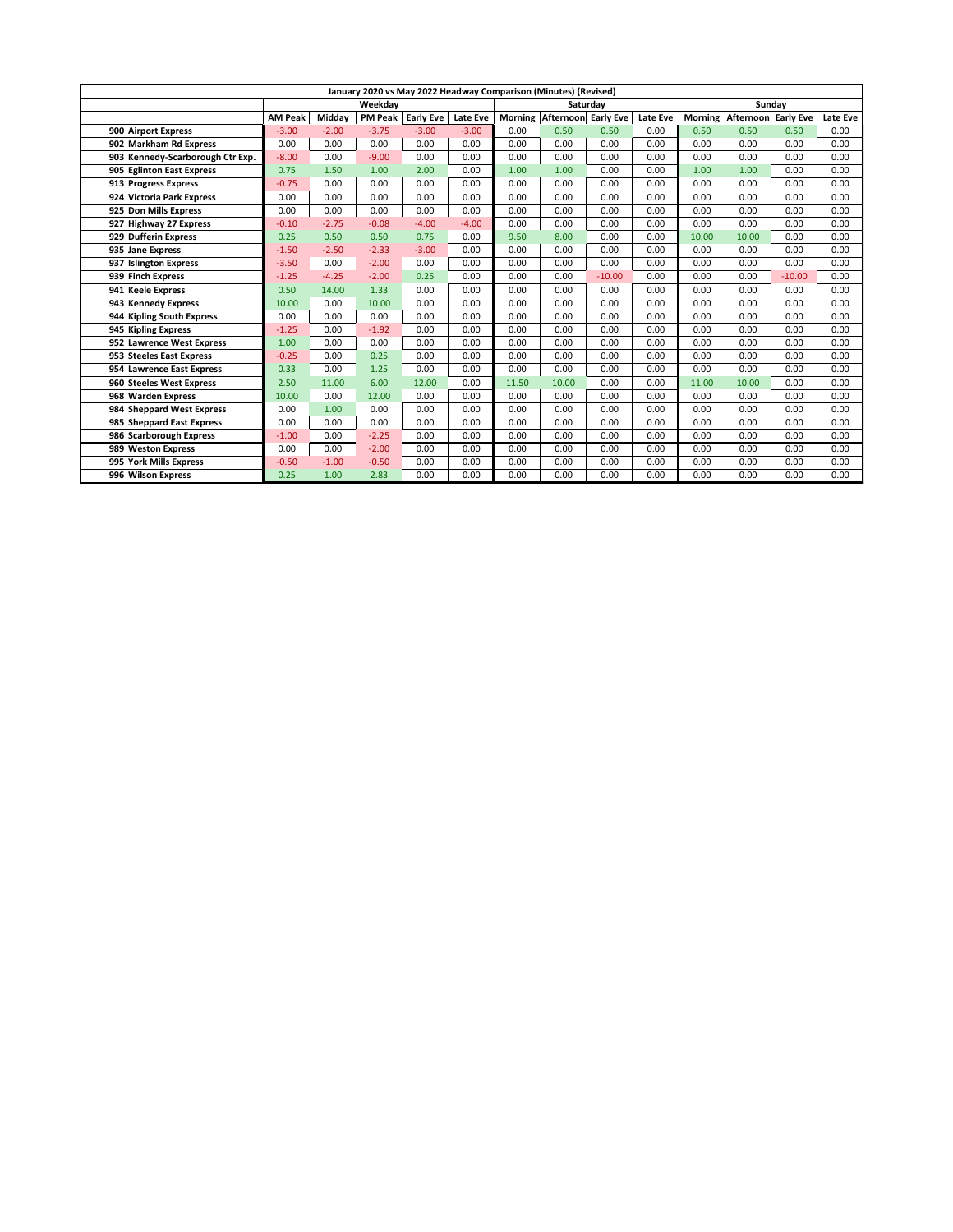| | | January 2020 vs May 2022 Headway Comparison (Minutes) (Revised) | | | | | | | | | | | | | |
|---|---|---|---|---|---|---|---|---|---|---|---|---|---|---|---|
| | | Weekday | | | | | Saturday | | | | Sunday | | | | |
| | | AM Peak | Midday | PM Peak | Early Eve | Late Eve | Morning | Afternoon | Early Eve | Late Eve | Morning | Afternoon | Early Eve | Late Eve | |
| 900 | Airport Express | -3.00 | -2.00 | -3.75 | -3.00 | -3.00 | 0.00 | 0.50 | 0.50 | 0.00 | 0.50 | 0.50 | 0.50 | 0.00 | |
| 902 | Markham Rd Express | 0.00 | 0.00 | 0.00 | 0.00 | 0.00 | 0.00 | 0.00 | 0.00 | 0.00 | 0.00 | 0.00 | 0.00 | 0.00 | |
| 903 | Kennedy-Scarborough Ctr Exp. | -8.00 | 0.00 | -9.00 | 0.00 | 0.00 | 0.00 | 0.00 | 0.00 | 0.00 | 0.00 | 0.00 | 0.00 | 0.00 | |
| 905 | Eglinton East Express | 0.75 | 1.50 | 1.00 | 2.00 | 0.00 | 1.00 | 1.00 | 0.00 | 0.00 | 1.00 | 1.00 | 0.00 | 0.00 | |
| 913 | Progress Express | -0.75 | 0.00 | 0.00 | 0.00 | 0.00 | 0.00 | 0.00 | 0.00 | 0.00 | 0.00 | 0.00 | 0.00 | 0.00 | |
| 924 | Victoria Park Express | 0.00 | 0.00 | 0.00 | 0.00 | 0.00 | 0.00 | 0.00 | 0.00 | 0.00 | 0.00 | 0.00 | 0.00 | 0.00 | |
| 925 | Don Mills Express | 0.00 | 0.00 | 0.00 | 0.00 | 0.00 | 0.00 | 0.00 | 0.00 | 0.00 | 0.00 | 0.00 | 0.00 | 0.00 | |
| 927 | Highway 27 Express | -0.10 | -2.75 | -0.08 | -4.00 | -4.00 | 0.00 | 0.00 | 0.00 | 0.00 | 0.00 | 0.00 | 0.00 | 0.00 | |
| 929 | Dufferin Express | 0.25 | 0.50 | 0.50 | 0.75 | 0.00 | 9.50 | 8.00 | 0.00 | 0.00 | 10.00 | 10.00 | 0.00 | 0.00 | |
| 935 | Jane Express | -1.50 | -2.50 | -2.33 | -3.00 | 0.00 | 0.00 | 0.00 | 0.00 | 0.00 | 0.00 | 0.00 | 0.00 | 0.00 | |
| 937 | Islington Express | -3.50 | 0.00 | -2.00 | 0.00 | 0.00 | 0.00 | 0.00 | 0.00 | 0.00 | 0.00 | 0.00 | 0.00 | 0.00 | |
| 939 | Finch Express | -1.25 | -4.25 | -2.00 | 0.25 | 0.00 | 0.00 | 0.00 | -10.00 | 0.00 | 0.00 | 0.00 | -10.00 | 0.00 | |
| 941 | Keele Express | 0.50 | 14.00 | 1.33 | 0.00 | 0.00 | 0.00 | 0.00 | 0.00 | 0.00 | 0.00 | 0.00 | 0.00 | 0.00 | |
| 943 | Kennedy Express | 10.00 | 0.00 | 10.00 | 0.00 | 0.00 | 0.00 | 0.00 | 0.00 | 0.00 | 0.00 | 0.00 | 0.00 | 0.00 | |
| 944 | Kipling South Express | 0.00 | 0.00 | 0.00 | 0.00 | 0.00 | 0.00 | 0.00 | 0.00 | 0.00 | 0.00 | 0.00 | 0.00 | 0.00 | |
| 945 | Kipling Express | -1.25 | 0.00 | -1.92 | 0.00 | 0.00 | 0.00 | 0.00 | 0.00 | 0.00 | 0.00 | 0.00 | 0.00 | 0.00 | |
| 952 | Lawrence West Express | 1.00 | 0.00 | 0.00 | 0.00 | 0.00 | 0.00 | 0.00 | 0.00 | 0.00 | 0.00 | 0.00 | 0.00 | 0.00 | |
| 953 | Steeles East Express | -0.25 | 0.00 | 0.25 | 0.00 | 0.00 | 0.00 | 0.00 | 0.00 | 0.00 | 0.00 | 0.00 | 0.00 | 0.00 | |
| 954 | Lawrence East Express | 0.33 | 0.00 | 1.25 | 0.00 | 0.00 | 0.00 | 0.00 | 0.00 | 0.00 | 0.00 | 0.00 | 0.00 | 0.00 | |
| 960 | Steeles West Express | 2.50 | 11.00 | 6.00 | 12.00 | 0.00 | 11.50 | 10.00 | 0.00 | 0.00 | 11.00 | 10.00 | 0.00 | 0.00 | |
| 968 | Warden Express | 10.00 | 0.00 | 12.00 | 0.00 | 0.00 | 0.00 | 0.00 | 0.00 | 0.00 | 0.00 | 0.00 | 0.00 | 0.00 | |
| 984 | Sheppard West Express | 0.00 | 1.00 | 0.00 | 0.00 | 0.00 | 0.00 | 0.00 | 0.00 | 0.00 | 0.00 | 0.00 | 0.00 | 0.00 | |
| 985 | Sheppard East Express | 0.00 | 0.00 | 0.00 | 0.00 | 0.00 | 0.00 | 0.00 | 0.00 | 0.00 | 0.00 | 0.00 | 0.00 | 0.00 | |
| 986 | Scarborough Express | -1.00 | 0.00 | -2.25 | 0.00 | 0.00 | 0.00 | 0.00 | 0.00 | 0.00 | 0.00 | 0.00 | 0.00 | 0.00 | |
| 989 | Weston Express | 0.00 | 0.00 | -2.00 | 0.00 | 0.00 | 0.00 | 0.00 | 0.00 | 0.00 | 0.00 | 0.00 | 0.00 | 0.00 | |
| 995 | York Mills Express | -0.50 | -1.00 | -0.50 | 0.00 | 0.00 | 0.00 | 0.00 | 0.00 | 0.00 | 0.00 | 0.00 | 0.00 | 0.00 | |
| 996 | Wilson Express | 0.25 | 1.00 | 2.83 | 0.00 | 0.00 | 0.00 | 0.00 | 0.00 | 0.00 | 0.00 | 0.00 | 0.00 | 0.00 | |